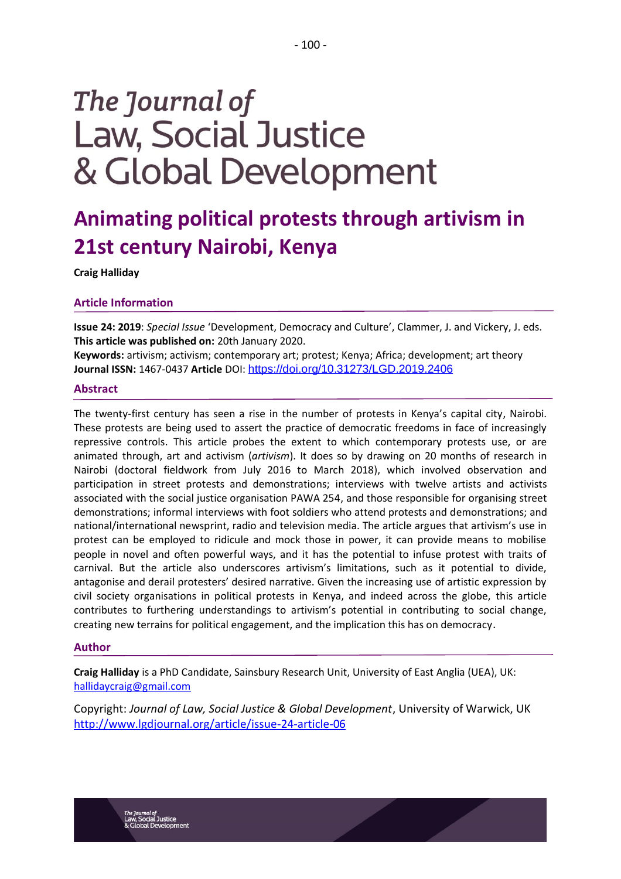# The Journal of Law, Social Justice & Global Development

## Animating political protests through artivism in 21st century Nairobi, Kenya

**Craig Halliday**

### Article Information

**Issue 24: 2019**: *Special Issue* 'Development, Democracy and Culture', Clammer, J. and Vickery, J. eds.
**This article was published on:** 20th January 2020.
**Keywords:** artivism; activism; contemporary art; protest; Kenya; Africa; development; art theory
**Journal ISSN:** 1467-0437 **Article** DOI: https://doi.org/10.31273/LGD.2019.2406

### Abstract

The twenty-first century has seen a rise in the number of protests in Kenya's capital city, Nairobi. These protests are being used to assert the practice of democratic freedoms in face of increasingly repressive controls. This article probes the extent to which contemporary protests use, or are animated through, art and activism (*artivism*). It does so by drawing on 20 months of research in Nairobi (doctoral fieldwork from July 2016 to March 2018), which involved observation and participation in street protests and demonstrations; interviews with twelve artists and activists associated with the social justice organisation PAWA 254, and those responsible for organising street demonstrations; informal interviews with foot soldiers who attend protests and demonstrations; and national/international newsprint, radio and television media. The article argues that artivism's use in protest can be employed to ridicule and mock those in power, it can provide means to mobilise people in novel and often powerful ways, and it has the potential to infuse protest with traits of carnival. But the article also underscores artivism's limitations, such as it potential to divide, antagonise and derail protesters' desired narrative. Given the increasing use of artistic expression by civil society organisations in political protests in Kenya, and indeed across the globe, this article contributes to furthering understandings to artivism's potential in contributing to social change, creating new terrains for political engagement, and the implication this has on democracy.

### Author

**Craig Halliday** is a PhD Candidate, Sainsbury Research Unit, University of East Anglia (UEA), UK: hallidaycraig@gmail.com

Copyright: *Journal of Law, Social Justice & Global Development*, University of Warwick, UK
http://www.lgdjournal.org/article/issue-24-article-06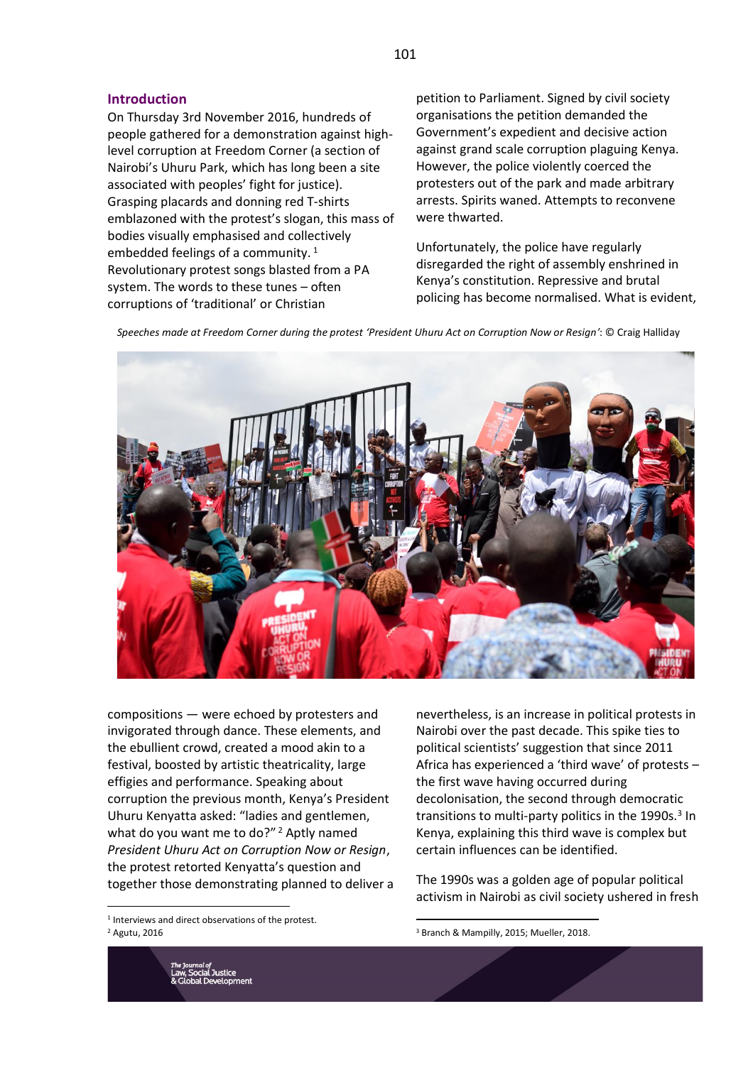## Introduction

On Thursday 3rd November 2016, hundreds of people gathered for a demonstration against high-level corruption at Freedom Corner (a section of Nairobi's Uhuru Park, which has long been a site associated with peoples' fight for justice). Grasping placards and donning red T-shirts emblazoned with the protest's slogan, this mass of bodies visually emphasised and collectively embedded feelings of a community.[1] Revolutionary protest songs blasted from a PA system. The words to these tunes – often corruptions of 'traditional' or Christian compositions — were echoed by protesters and invigorated through dance. These elements, and the ebullient crowd, created a mood akin to a festival, boosted by artistic theatricality, large effigies and performance. Speaking about corruption the previous month, Kenya's President Uhuru Kenyatta asked: "ladies and gentlemen, what do you want me to do?"[2] Aptly named *President Uhuru Act on Corruption Now or Resign*, the protest retorted Kenyatta's question and together those demonstrating planned to deliver a petition to Parliament. Signed by civil society organisations the petition demanded the Government's expedient and decisive action against grand scale corruption plaguing Kenya. However, the police violently coerced the protesters out of the park and made arbitrary arrests. Spirits waned. Attempts to reconvene were thwarted.

*Speeches made at Freedom Corner during the protest 'President Uhuru Act on Corruption Now or Resign'*: © Craig Halliday

Unfortunately, the police have regularly disregarded the right of assembly enshrined in Kenya's constitution. Repressive and brutal policing has become normalised. What is evident, nevertheless, is an increase in political protests in Nairobi over the past decade. This spike ties to political scientists' suggestion that since 2011 Africa has experienced a 'third wave' of protests – the first wave having occurred during decolonisation, the second through democratic transitions to multi-party politics in the 1990s.[3] In Kenya, explaining this third wave is complex but certain influences can be identified.

The 1990s was a golden age of popular political activism in Nairobi as civil society ushered in fresh

[1] Interviews and direct observations of the protest.

[2] Agutu, 2016

[3] Branch & Mampilly, 2015; Mueller, 2018.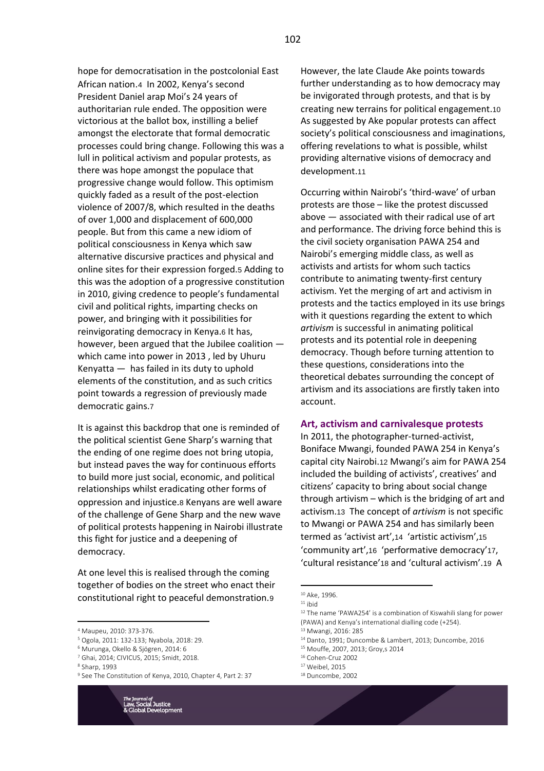hope for democratisation in the postcolonial East African nation.[4] In 2002, Kenya's second President Daniel arap Moi's 24 years of authoritarian rule ended. The opposition were victorious at the ballot box, instilling a belief amongst the electorate that formal democratic processes could bring change. Following this was a lull in political activism and popular protests, as there was hope amongst the populace that progressive change would follow. This optimism quickly faded as a result of the post-election violence of 2007/8, which resulted in the deaths of over 1,000 and displacement of 600,000 people. But from this came a new idiom of political consciousness in Kenya which saw alternative discursive practices and physical and online sites for their expression forged.[5] Adding to this was the adoption of a progressive constitution in 2010, giving credence to people's fundamental civil and political rights, imparting checks on power, and bringing with it possibilities for reinvigorating democracy in Kenya.[6] It has, however, been argued that the Jubilee coalition — which came into power in 2013 , led by Uhuru Kenyatta — has failed in its duty to uphold elements of the constitution, and as such critics point towards a regression of previously made democratic gains.[7]

It is against this backdrop that one is reminded of the political scientist Gene Sharp's warning that the ending of one regime does not bring utopia, but instead paves the way for continuous efforts to build more just social, economic, and political relationships whilst eradicating other forms of oppression and injustice.[8] Kenyans are well aware of the challenge of Gene Sharp and the new wave of political protests happening in Nairobi illustrate this fight for justice and a deepening of democracy.

At one level this is realised through the coming together of bodies on the street who enact their constitutional right to peaceful demonstration.[9] However, the late Claude Ake points towards further understanding as to how democracy may be invigorated through protests, and that is by creating new terrains for political engagement.[10] As suggested by Ake popular protests can affect society's political consciousness and imaginations, offering revelations to what is possible, whilst providing alternative visions of democracy and development.[11]

Occurring within Nairobi's 'third-wave' of urban protests are those – like the protest discussed above — associated with their radical use of art and performance. The driving force behind this is the civil society organisation PAWA 254 and Nairobi's emerging middle class, as well as activists and artists for whom such tactics contribute to animating twenty-first century activism. Yet the merging of art and activism in protests and the tactics employed in its use brings with it questions regarding the extent to which *artivism* is successful in animating political protests and its potential role in deepening democracy. Though before turning attention to these questions, considerations into the theoretical debates surrounding the concept of artivism and its associations are firstly taken into account.

## Art, activism and carnivalesque protests

In 2011, the photographer-turned-activist, Boniface Mwangi, founded PAWA 254 in Kenya's capital city Nairobi.[12] Mwangi's aim for PAWA 254 included the building of activists', creatives' and citizens' capacity to bring about social change through artivism – which is the bridging of art and activism.[13] The concept of *artivism* is not specific to Mwangi or PAWA 254 and has similarly been termed as 'activist art',[14] 'artistic activism',[15] 'community art',[16] 'performative democracy'[17], 'cultural resistance'[18] and 'cultural activism'.[19] A

---

[4] Maupeu, 2010: 373-376.

[5] Ogola, 2011: 132-133; Nyabola, 2018: 29.

[6] Murunga, Okello & Sjögren, 2014: 6

[7] Ghai, 2014; CIVICUS, 2015; Smidt, 2018.

[8] Sharp, 1993

[9] See The Constitution of Kenya, 2010, Chapter 4, Part 2: 37

[10] Ake, 1996.

[11] ibid

[12] The name 'PAWA254' is a combination of Kiswahili slang for power (PAWA) and Kenya's international dialling code (+254).

[13] Mwangi, 2016: 285

[14] Danto, 1991; Duncombe & Lambert, 2013; Duncombe, 2016

[15] Mouffe, 2007, 2013; Groy,s 2014

[16] Cohen-Cruz 2002

[17] Weibel, 2015

[18] Duncombe, 2002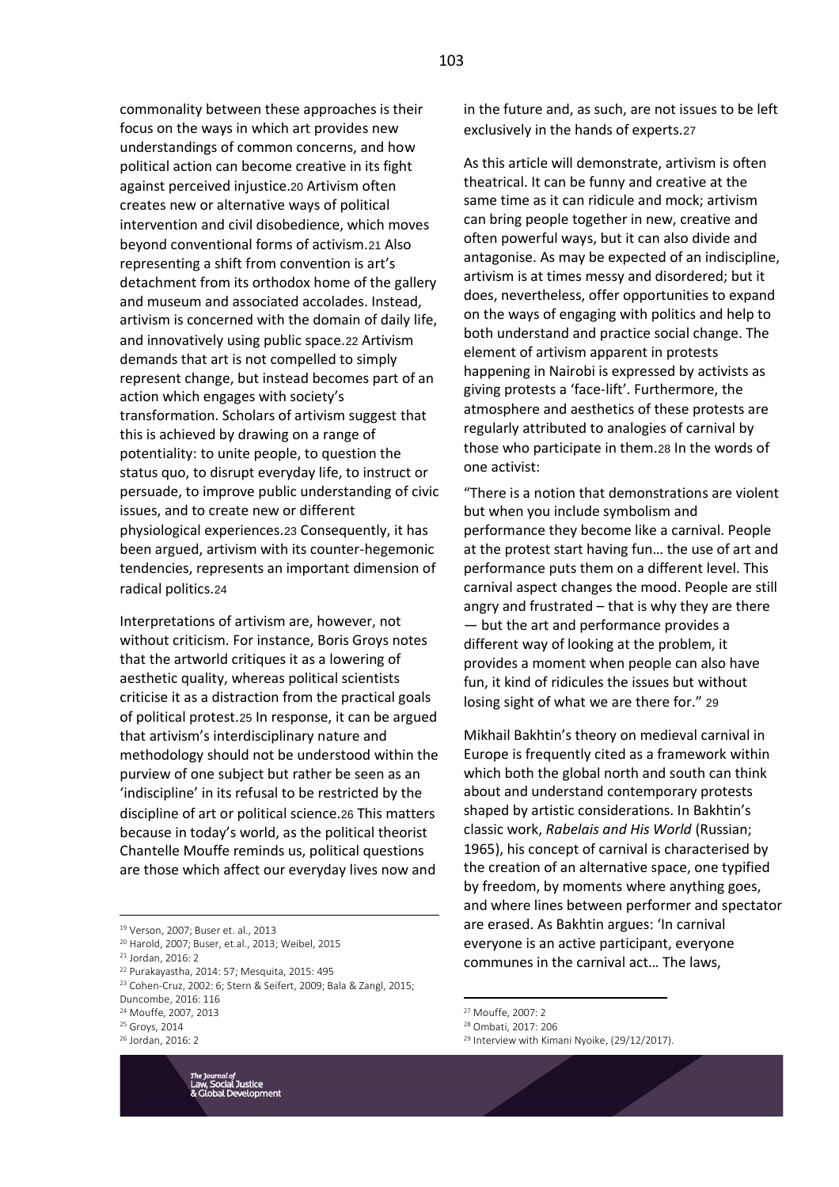commonality between these approaches is their focus on the ways in which art provides new understandings of common concerns, and how political action can become creative in its fight against perceived injustice.[20] Artivism often creates new or alternative ways of political intervention and civil disobedience, which moves beyond conventional forms of activism.[21] Also representing a shift from convention is art's detachment from its orthodox home of the gallery and museum and associated accolades. Instead, artivism is concerned with the domain of daily life, and innovatively using public space.[22] Artivism demands that art is not compelled to simply represent change, but instead becomes part of an action which engages with society's transformation. Scholars of artivism suggest that this is achieved by drawing on a range of potentiality: to unite people, to question the status quo, to disrupt everyday life, to instruct or persuade, to improve public understanding of civic issues, and to create new or different physiological experiences.[23] Consequently, it has been argued, artivism with its counter-hegemonic tendencies, represents an important dimension of radical politics.[24]

Interpretations of artivism are, however, not without criticism. For instance, Boris Groys notes that the artworld critiques it as a lowering of aesthetic quality, whereas political scientists criticise it as a distraction from the practical goals of political protest.[25] In response, it can be argued that artivism's interdisciplinary nature and methodology should not be understood within the purview of one subject but rather be seen as an 'indiscipline' in its refusal to be restricted by the discipline of art or political science.[26] This matters because in today's world, as the political theorist Chantelle Mouffe reminds us, political questions are those which affect our everyday lives now and in the future and, as such, are not issues to be left exclusively in the hands of experts.[27]

As this article will demonstrate, artivism is often theatrical. It can be funny and creative at the same time as it can ridicule and mock; artivism can bring people together in new, creative and often powerful ways, but it can also divide and antagonise. As may be expected of an indiscipline, artivism is at times messy and disordered; but it does, nevertheless, offer opportunities to expand on the ways of engaging with politics and help to both understand and practice social change. The element of artivism apparent in protests happening in Nairobi is expressed by activists as giving protests a 'face-lift'. Furthermore, the atmosphere and aesthetics of these protests are regularly attributed to analogies of carnival by those who participate in them.[28] In the words of one activist:

"There is a notion that demonstrations are violent but when you include symbolism and performance they become like a carnival. People at the protest start having fun… the use of art and performance puts them on a different level. This carnival aspect changes the mood. People are still angry and frustrated – that is why they are there — but the art and performance provides a different way of looking at the problem, it provides a moment when people can also have fun, it kind of ridicules the issues but without losing sight of what we are there for." [29]

Mikhail Bakhtin's theory on medieval carnival in Europe is frequently cited as a framework within which both the global north and south can think about and understand contemporary protests shaped by artistic considerations. In Bakhtin's classic work, *Rabelais and His World* (Russian; 1965), his concept of carnival is characterised by the creation of an alternative space, one typified by freedom, by moments where anything goes, and where lines between performer and spectator are erased. As Bakhtin argues: 'In carnival everyone is an active participant, everyone communes in the carnival act… The laws,

---

[19] Verson, 2007; Buser et. al., 2013
[20] Harold, 2007; Buser, et.al., 2013; Weibel, 2015
[21] Jordan, 2016: 2
[22] Purakayastha, 2014: 57; Mesquita, 2015: 495
[23] Cohen-Cruz, 2002: 6; Stern & Seifert, 2009; Bala & Zangl, 2015; Duncombe, 2016: 116
[24] Mouffe, 2007, 2013
[25] Groys, 2014
[26] Jordan, 2016: 2
[27] Mouffe, 2007: 2
[28] Ombati, 2017: 206
[29] Interview with Kimani Nyoike, (29/12/2017).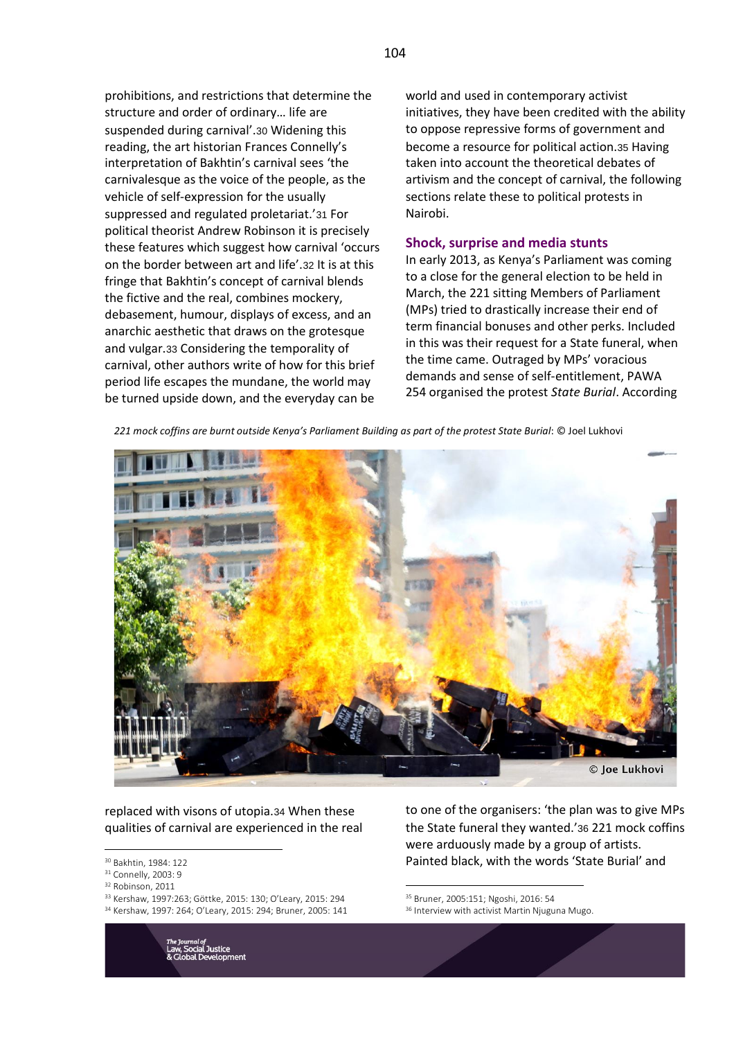prohibitions, and restrictions that determine the structure and order of ordinary… life are suspended during carnival'.[30] Widening this reading, the art historian Frances Connelly's interpretation of Bakhtin's carnival sees 'the carnivalesque as the voice of the people, as the vehicle of self-expression for the usually suppressed and regulated proletariat.'[31] For political theorist Andrew Robinson it is precisely these features which suggest how carnival 'occurs on the border between art and life'.[32] It is at this fringe that Bakhtin's concept of carnival blends the fictive and the real, combines mockery, debasement, humour, displays of excess, and an anarchic aesthetic that draws on the grotesque and vulgar.[33] Considering the temporality of carnival, other authors write of how for this brief period life escapes the mundane, the world may be turned upside down, and the everyday can be replaced with visons of utopia.[34] When these qualities of carnival are experienced in the real world and used in contemporary activist initiatives, they have been credited with the ability to oppose repressive forms of government and become a resource for political action.[35] Having taken into account the theoretical debates of artivism and the concept of carnival, the following sections relate these to political protests in Nairobi.

## Shock, surprise and media stunts

In early 2013, as Kenya's Parliament was coming to a close for the general election to be held in March, the 221 sitting Members of Parliament (MPs) tried to drastically increase their end of term financial bonuses and other perks. Included in this was their request for a State funeral, when the time came. Outraged by MPs' voracious demands and sense of self-entitlement, PAWA 254 organised the protest *State Burial*. According to one of the organisers: 'the plan was to give MPs the State funeral they wanted.'[36] 221 mock coffins were arduously made by a group of artists. Painted black, with the words 'State Burial' and

*221 mock coffins are burnt outside Kenya's Parliament Building as part of the protest State Burial*: © Joel Lukhovi

[30] Bakhtin, 1984: 122
[31] Connelly, 2003: 9
[32] Robinson, 2011
[33] Kershaw, 1997:263; Göttke, 2015: 130; O'Leary, 2015: 294
[34] Kershaw, 1997: 264; O'Leary, 2015: 294; Bruner, 2005: 141
[35] Bruner, 2005:151; Ngoshi, 2016: 54
[36] Interview with activist Martin Njuguna Mugo.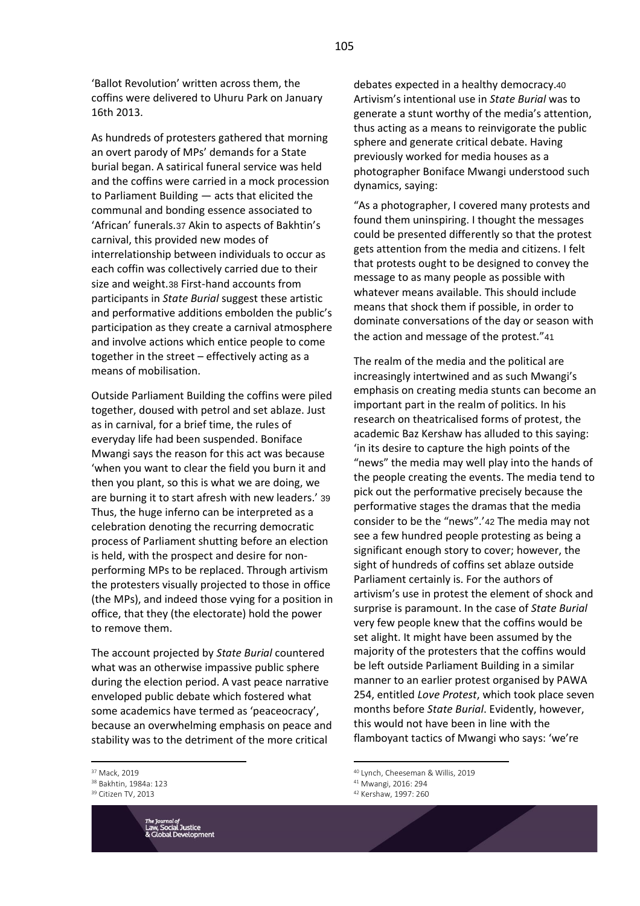'Ballot Revolution' written across them, the coffins were delivered to Uhuru Park on January 16th 2013.

As hundreds of protesters gathered that morning an overt parody of MPs' demands for a State burial began. A satirical funeral service was held and the coffins were carried in a mock procession to Parliament Building — acts that elicited the communal and bonding essence associated to 'African' funerals.[37] Akin to aspects of Bakhtin's carnival, this provided new modes of interrelationship between individuals to occur as each coffin was collectively carried due to their size and weight.[38] First-hand accounts from participants in *State Burial* suggest these artistic and performative additions embolden the public's participation as they create a carnival atmosphere and involve actions which entice people to come together in the street – effectively acting as a means of mobilisation.

Outside Parliament Building the coffins were piled together, doused with petrol and set ablaze. Just as in carnival, for a brief time, the rules of everyday life had been suspended. Boniface Mwangi says the reason for this act was because 'when you want to clear the field you burn it and then you plant, so this is what we are doing, we are burning it to start afresh with new leaders.' [39] Thus, the huge inferno can be interpreted as a celebration denoting the recurring democratic process of Parliament shutting before an election is held, with the prospect and desire for non-performing MPs to be replaced. Through artivism the protesters visually projected to those in office (the MPs), and indeed those vying for a position in office, that they (the electorate) hold the power to remove them.

The account projected by *State Burial* countered what was an otherwise impassive public sphere during the election period. A vast peace narrative enveloped public debate which fostered what some academics have termed as 'peaceocracy', because an overwhelming emphasis on peace and stability was to the detriment of the more critical debates expected in a healthy democracy.[40] Artivism's intentional use in *State Burial* was to generate a stunt worthy of the media's attention, thus acting as a means to reinvigorate the public sphere and generate critical debate. Having previously worked for media houses as a photographer Boniface Mwangi understood such dynamics, saying:

"As a photographer, I covered many protests and found them uninspiring. I thought the messages could be presented differently so that the protest gets attention from the media and citizens. I felt that protests ought to be designed to convey the message to as many people as possible with whatever means available. This should include means that shock them if possible, in order to dominate conversations of the day or season with the action and message of the protest."[41]

The realm of the media and the political are increasingly intertwined and as such Mwangi's emphasis on creating media stunts can become an important part in the realm of politics. In his research on theatricalised forms of protest, the academic Baz Kershaw has alluded to this saying: 'in its desire to capture the high points of the "news" the media may well play into the hands of the people creating the events. The media tend to pick out the performative precisely because the performative stages the dramas that the media consider to be the "news".'[42] The media may not see a few hundred people protesting as being a significant enough story to cover; however, the sight of hundreds of coffins set ablaze outside Parliament certainly is. For the authors of artivism's use in protest the element of shock and surprise is paramount. In the case of *State Burial* very few people knew that the coffins would be set alight. It might have been assumed by the majority of the protesters that the coffins would be left outside Parliament Building in a similar manner to an earlier protest organised by PAWA 254, entitled *Love Protest*, which took place seven months before *State Burial*. Evidently, however, this would not have been in line with the flamboyant tactics of Mwangi who says: 'we're

[37] Mack, 2019

[38] Bakhtin, 1984a: 123

[39] Citizen TV, 2013

[40] Lynch, Cheeseman & Willis, 2019

[41] Mwangi, 2016: 294

[42] Kershaw, 1997: 260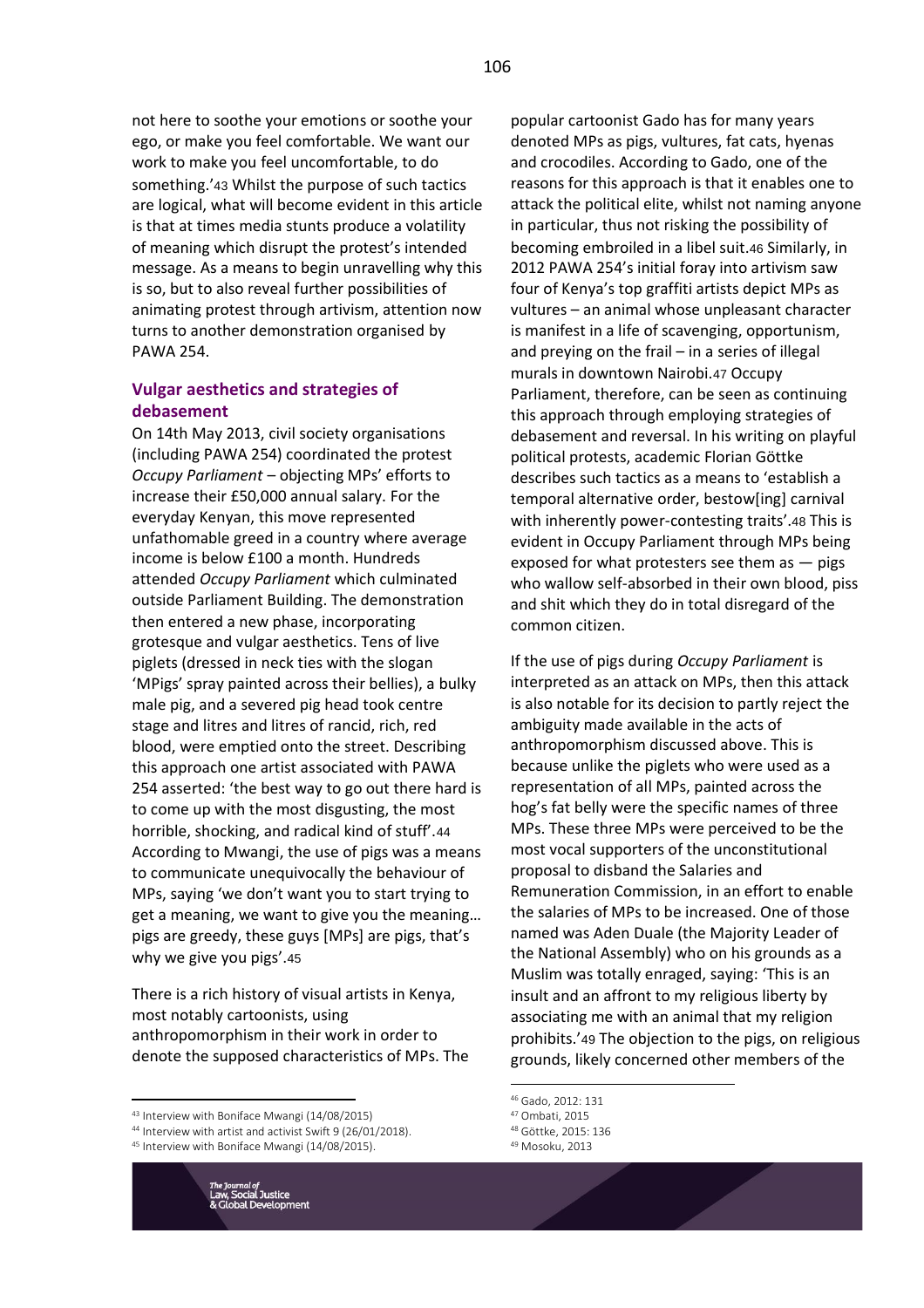not here to soothe your emotions or soothe your ego, or make you feel comfortable. We want our work to make you feel uncomfortable, to do something.'[43] Whilst the purpose of such tactics are logical, what will become evident in this article is that at times media stunts produce a volatility of meaning which disrupt the protest's intended message. As a means to begin unravelling why this is so, but to also reveal further possibilities of animating protest through artivism, attention now turns to another demonstration organised by PAWA 254.

## Vulgar aesthetics and strategies of debasement

On 14th May 2013, civil society organisations (including PAWA 254) coordinated the protest *Occupy Parliament* – objecting MPs' efforts to increase their £50,000 annual salary. For the everyday Kenyan, this move represented unfathomable greed in a country where average income is below £100 a month. Hundreds attended *Occupy Parliament* which culminated outside Parliament Building. The demonstration then entered a new phase, incorporating grotesque and vulgar aesthetics. Tens of live piglets (dressed in neck ties with the slogan 'MPigs' spray painted across their bellies), a bulky male pig, and a severed pig head took centre stage and litres and litres of rancid, rich, red blood, were emptied onto the street. Describing this approach one artist associated with PAWA 254 asserted: 'the best way to go out there hard is to come up with the most disgusting, the most horrible, shocking, and radical kind of stuff'.[44] According to Mwangi, the use of pigs was a means to communicate unequivocally the behaviour of MPs, saying 'we don't want you to start trying to get a meaning, we want to give you the meaning… pigs are greedy, these guys [MPs] are pigs, that's why we give you pigs'.[45]

There is a rich history of visual artists in Kenya, most notably cartoonists, using anthropomorphism in their work in order to denote the supposed characteristics of MPs. The popular cartoonist Gado has for many years denoted MPs as pigs, vultures, fat cats, hyenas and crocodiles. According to Gado, one of the reasons for this approach is that it enables one to attack the political elite, whilst not naming anyone in particular, thus not risking the possibility of becoming embroiled in a libel suit.[46] Similarly, in 2012 PAWA 254's initial foray into artivism saw four of Kenya's top graffiti artists depict MPs as vultures – an animal whose unpleasant character is manifest in a life of scavenging, opportunism, and preying on the frail – in a series of illegal murals in downtown Nairobi.[47] Occupy Parliament, therefore, can be seen as continuing this approach through employing strategies of debasement and reversal. In his writing on playful political protests, academic Florian Göttke describes such tactics as a means to 'establish a temporal alternative order, bestow[ing] carnival with inherently power-contesting traits'.[48] This is evident in Occupy Parliament through MPs being exposed for what protesters see them as — pigs who wallow self-absorbed in their own blood, piss and shit which they do in total disregard of the common citizen.

If the use of pigs during *Occupy Parliament* is interpreted as an attack on MPs, then this attack is also notable for its decision to partly reject the ambiguity made available in the acts of anthropomorphism discussed above. This is because unlike the piglets who were used as a representation of all MPs, painted across the hog's fat belly were the specific names of three MPs. These three MPs were perceived to be the most vocal supporters of the unconstitutional proposal to disband the Salaries and Remuneration Commission, in an effort to enable the salaries of MPs to be increased. One of those named was Aden Duale (the Majority Leader of the National Assembly) who on his grounds as a Muslim was totally enraged, saying: 'This is an insult and an affront to my religious liberty by associating me with an animal that my religion prohibits.'[49] The objection to the pigs, on religious grounds, likely concerned other members of the

---

[43] Interview with Boniface Mwangi (14/08/2015)
[44] Interview with artist and activist Swift 9 (26/01/2018).
[45] Interview with Boniface Mwangi (14/08/2015).
[46] Gado, 2012: 131
[47] Ombati, 2015
[48] Göttke, 2015: 136
[49] Mosoku, 2013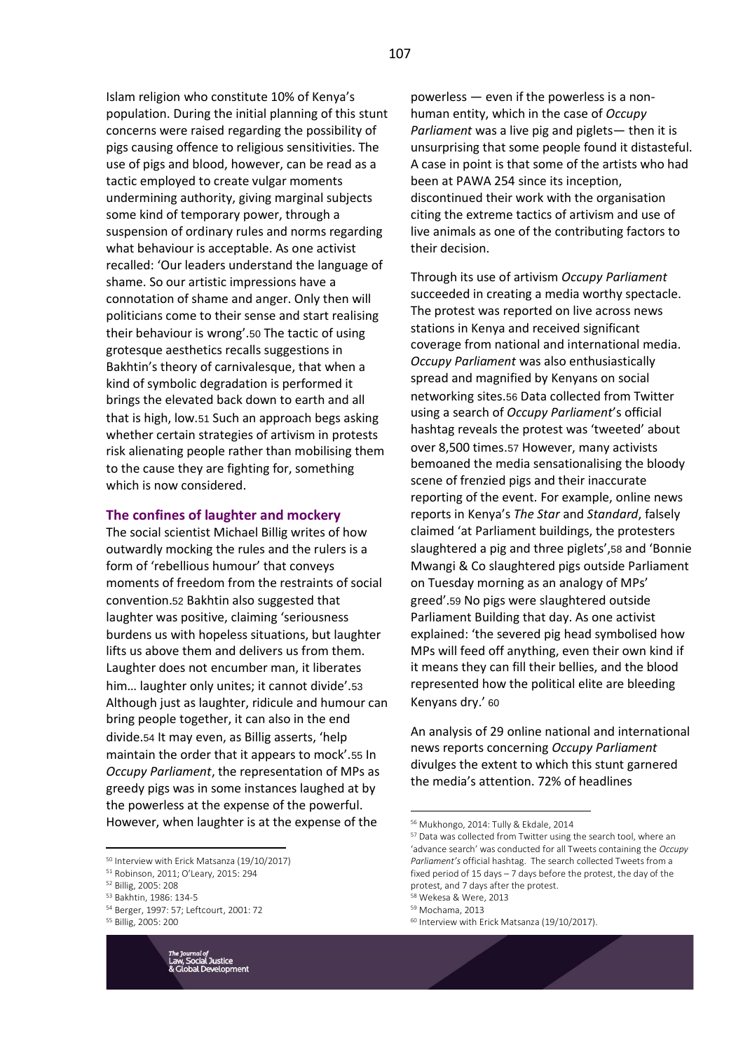Islam religion who constitute 10% of Kenya's population. During the initial planning of this stunt concerns were raised regarding the possibility of pigs causing offence to religious sensitivities. The use of pigs and blood, however, can be read as a tactic employed to create vulgar moments undermining authority, giving marginal subjects some kind of temporary power, through a suspension of ordinary rules and norms regarding what behaviour is acceptable. As one activist recalled: 'Our leaders understand the language of shame. So our artistic impressions have a connotation of shame and anger. Only then will politicians come to their sense and start realising their behaviour is wrong'.[50] The tactic of using grotesque aesthetics recalls suggestions in Bakhtin's theory of carnivalesque, that when a kind of symbolic degradation is performed it brings the elevated back down to earth and all that is high, low.[51] Such an approach begs asking whether certain strategies of artivism in protests risk alienating people rather than mobilising them to the cause they are fighting for, something which is now considered.

### The confines of laughter and mockery

The social scientist Michael Billig writes of how outwardly mocking the rules and the rulers is a form of 'rebellious humour' that conveys moments of freedom from the restraints of social convention.[52] Bakhtin also suggested that laughter was positive, claiming 'seriousness burdens us with hopeless situations, but laughter lifts us above them and delivers us from them. Laughter does not encumber man, it liberates him… laughter only unites; it cannot divide'.[53] Although just as laughter, ridicule and humour can bring people together, it can also in the end divide.[54] It may even, as Billig asserts, 'help maintain the order that it appears to mock'.[55] In *Occupy Parliament*, the representation of MPs as greedy pigs was in some instances laughed at by the powerless at the expense of the powerful. However, when laughter is at the expense of the powerless — even if the powerless is a non-human entity, which in the case of *Occupy Parliament* was a live pig and piglets— then it is unsurprising that some people found it distasteful. A case in point is that some of the artists who had been at PAWA 254 since its inception, discontinued their work with the organisation citing the extreme tactics of artivism and use of live animals as one of the contributing factors to their decision.

Through its use of artivism *Occupy Parliament* succeeded in creating a media worthy spectacle. The protest was reported on live across news stations in Kenya and received significant coverage from national and international media. *Occupy Parliament* was also enthusiastically spread and magnified by Kenyans on social networking sites.[56] Data collected from Twitter using a search of *Occupy Parliament*'s official hashtag reveals the protest was 'tweeted' about over 8,500 times.[57] However, many activists bemoaned the media sensationalising the bloody scene of frenzied pigs and their inaccurate reporting of the event. For example, online news reports in Kenya's *The Star* and *Standard*, falsely claimed 'at Parliament buildings, the protesters slaughtered a pig and three piglets',[58] and 'Bonnie Mwangi & Co slaughtered pigs outside Parliament on Tuesday morning as an analogy of MPs' greed'.[59] No pigs were slaughtered outside Parliament Building that day. As one activist explained: 'the severed pig head symbolised how MPs will feed off anything, even their own kind if it means they can fill their bellies, and the blood represented how the political elite are bleeding Kenyans dry.' [60]

An analysis of 29 online national and international news reports concerning *Occupy Parliament* divulges the extent to which this stunt garnered the media's attention. 72% of headlines

---

[50] Interview with Erick Matsanza (19/10/2017)
[51] Robinson, 2011; O'Leary, 2015: 294
[52] Billig, 2005: 208
[53] Bakhtin, 1986: 134-5
[54] Berger, 1997: 57; Leftcourt, 2001: 72
[55] Billig, 2005: 200
[56] Mukhongo, 2014: Tully & Ekdale, 2014
[57] Data was collected from Twitter using the search tool, where an 'advance search' was conducted for all Tweets containing the *Occupy Parliament's* official hashtag. The search collected Tweets from a fixed period of 15 days – 7 days before the protest, the day of the protest, and 7 days after the protest.
[58] Wekesa & Were, 2013
[59] Mochama, 2013
[60] Interview with Erick Matsanza (19/10/2017).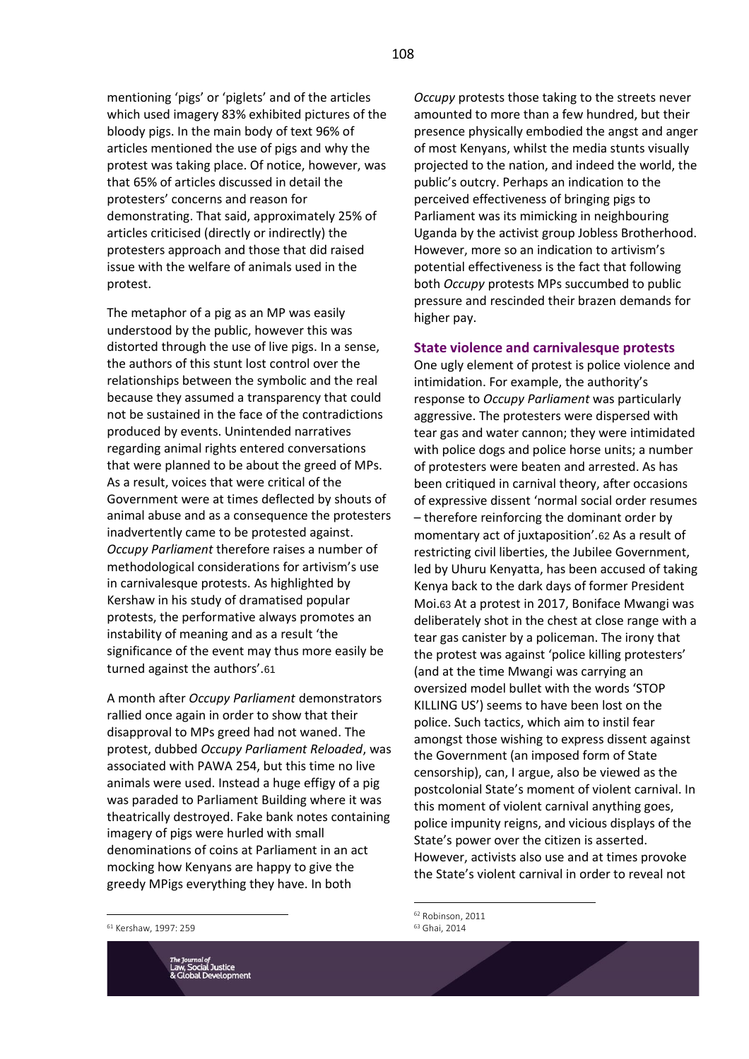mentioning 'pigs' or 'piglets' and of the articles which used imagery 83% exhibited pictures of the bloody pigs. In the main body of text 96% of articles mentioned the use of pigs and why the protest was taking place. Of notice, however, was that 65% of articles discussed in detail the protesters' concerns and reason for demonstrating. That said, approximately 25% of articles criticised (directly or indirectly) the protesters approach and those that did raised issue with the welfare of animals used in the protest.

The metaphor of a pig as an MP was easily understood by the public, however this was distorted through the use of live pigs. In a sense, the authors of this stunt lost control over the relationships between the symbolic and the real because they assumed a transparency that could not be sustained in the face of the contradictions produced by events. Unintended narratives regarding animal rights entered conversations that were planned to be about the greed of MPs. As a result, voices that were critical of the Government were at times deflected by shouts of animal abuse and as a consequence the protesters inadvertently came to be protested against. *Occupy Parliament* therefore raises a number of methodological considerations for artivism's use in carnivalesque protests. As highlighted by Kershaw in his study of dramatised popular protests, the performative always promotes an instability of meaning and as a result 'the significance of the event may thus more easily be turned against the authors'.[61]

A month after *Occupy Parliament* demonstrators rallied once again in order to show that their disapproval to MPs greed had not waned. The protest, dubbed *Occupy Parliament Reloaded*, was associated with PAWA 254, but this time no live animals were used. Instead a huge effigy of a pig was paraded to Parliament Building where it was theatrically destroyed. Fake bank notes containing imagery of pigs were hurled with small denominations of coins at Parliament in an act mocking how Kenyans are happy to give the greedy MPigs everything they have. In both *Occupy* protests those taking to the streets never amounted to more than a few hundred, but their presence physically embodied the angst and anger of most Kenyans, whilst the media stunts visually projected to the nation, and indeed the world, the public's outcry. Perhaps an indication to the perceived effectiveness of bringing pigs to Parliament was its mimicking in neighbouring Uganda by the activist group Jobless Brotherhood. However, more so an indication to artivism's potential effectiveness is the fact that following both *Occupy* protests MPs succumbed to public pressure and rescinded their brazen demands for higher pay.

## State violence and carnivalesque protests

One ugly element of protest is police violence and intimidation. For example, the authority's response to *Occupy Parliament* was particularly aggressive. The protesters were dispersed with tear gas and water cannon; they were intimidated with police dogs and police horse units; a number of protesters were beaten and arrested. As has been critiqued in carnival theory, after occasions of expressive dissent 'normal social order resumes – therefore reinforcing the dominant order by momentary act of juxtaposition'.[62] As a result of restricting civil liberties, the Jubilee Government, led by Uhuru Kenyatta, has been accused of taking Kenya back to the dark days of former President Moi.[63] At a protest in 2017, Boniface Mwangi was deliberately shot in the chest at close range with a tear gas canister by a policeman. The irony that the protest was against 'police killing protesters' (and at the time Mwangi was carrying an oversized model bullet with the words 'STOP KILLING US') seems to have been lost on the police. Such tactics, which aim to instil fear amongst those wishing to express dissent against the Government (an imposed form of State censorship), can, I argue, also be viewed as the postcolonial State's moment of violent carnival. In this moment of violent carnival anything goes, police impunity reigns, and vicious displays of the State's power over the citizen is asserted. However, activists also use and at times provoke the State's violent carnival in order to reveal not

---

[61] Kershaw, 1997: 259

[62] Robinson, 2011

[63] Ghai, 2014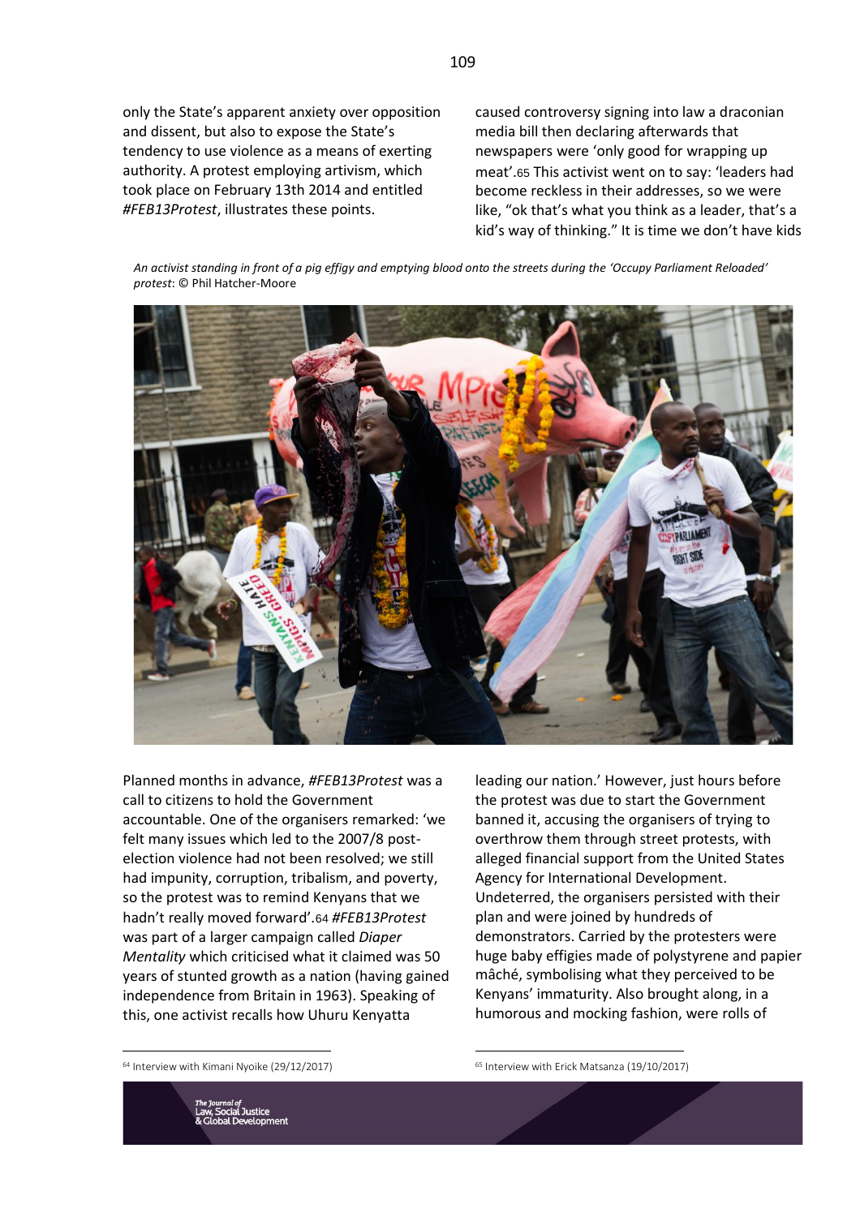only the State's apparent anxiety over opposition and dissent, but also to expose the State's tendency to use violence as a means of exerting authority. A protest employing artivism, which took place on February 13th 2014 and entitled *#FEB13Protest*, illustrates these points.

*An activist standing in front of a pig effigy and emptying blood onto the streets during the 'Occupy Parliament Reloaded' protest*: © Phil Hatcher-Moore

Planned months in advance, *#FEB13Protest* was a call to citizens to hold the Government accountable. One of the organisers remarked: 'we felt many issues which led to the 2007/8 post-election violence had not been resolved; we still had impunity, corruption, tribalism, and poverty, so the protest was to remind Kenyans that we hadn't really moved forward'.[64] *#FEB13Protest* was part of a larger campaign called *Diaper Mentality* which criticised what it claimed was 50 years of stunted growth as a nation (having gained independence from Britain in 1963). Speaking of this, one activist recalls how Uhuru Kenyatta caused controversy signing into law a draconian media bill then declaring afterwards that newspapers were 'only good for wrapping up meat'.[65] This activist went on to say: 'leaders had become reckless in their addresses, so we were like, "ok that's what you think as a leader, that's a kid's way of thinking." It is time we don't have kids leading our nation.' However, just hours before the protest was due to start the Government banned it, accusing the organisers of trying to overthrow them through street protests, with alleged financial support from the United States Agency for International Development. Undeterred, the organisers persisted with their plan and were joined by hundreds of demonstrators. Carried by the protesters were huge baby effigies made of polystyrene and papier mâché, symbolising what they perceived to be Kenyans' immaturity. Also brought along, in a humorous and mocking fashion, were rolls of

[64] Interview with Kimani Nyoike (29/12/2017)

[65] Interview with Erick Matsanza (19/10/2017)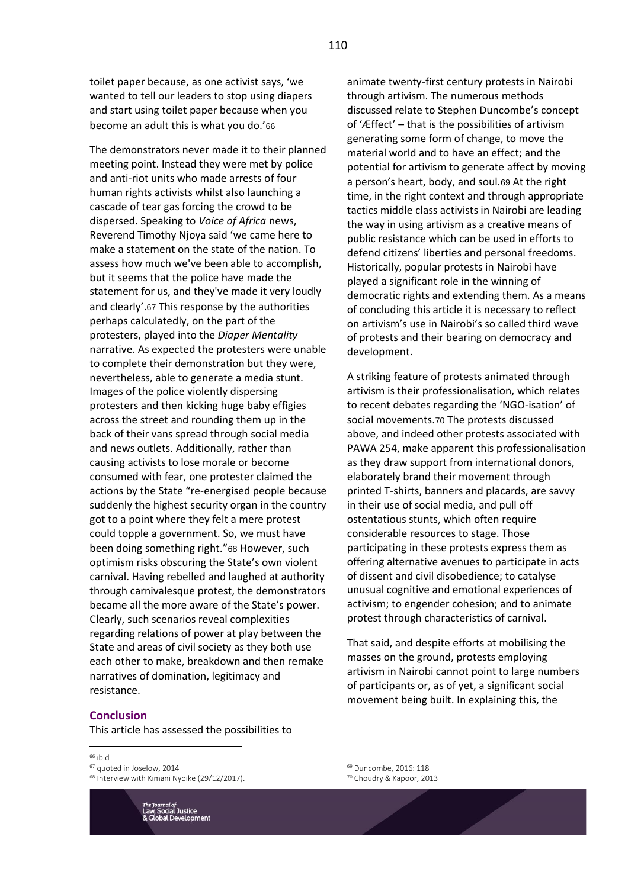toilet paper because, as one activist says, 'we wanted to tell our leaders to stop using diapers and start using toilet paper because when you become an adult this is what you do.'[66]

The demonstrators never made it to their planned meeting point. Instead they were met by police and anti-riot units who made arrests of four human rights activists whilst also launching a cascade of tear gas forcing the crowd to be dispersed. Speaking to *Voice of Africa* news, Reverend Timothy Njoya said 'we came here to make a statement on the state of the nation. To assess how much we've been able to accomplish, but it seems that the police have made the statement for us, and they've made it very loudly and clearly'.[67] This response by the authorities perhaps calculatedly, on the part of the protesters, played into the *Diaper Mentality* narrative. As expected the protesters were unable to complete their demonstration but they were, nevertheless, able to generate a media stunt. Images of the police violently dispersing protesters and then kicking huge baby effigies across the street and rounding them up in the back of their vans spread through social media and news outlets. Additionally, rather than causing activists to lose morale or become consumed with fear, one protester claimed the actions by the State "re-energised people because suddenly the highest security organ in the country got to a point where they felt a mere protest could topple a government. So, we must have been doing something right."[68] However, such optimism risks obscuring the State's own violent carnival. Having rebelled and laughed at authority through carnivalesque protest, the demonstrators became all the more aware of the State's power. Clearly, such scenarios reveal complexities regarding relations of power at play between the State and areas of civil society as they both use each other to make, breakdown and then remake narratives of domination, legitimacy and resistance.

## Conclusion

This article has assessed the possibilities to animate twenty-first century protests in Nairobi through artivism. The numerous methods discussed relate to Stephen Duncombe's concept of 'Æffect' – that is the possibilities of artivism generating some form of change, to move the material world and to have an effect; and the potential for artivism to generate affect by moving a person's heart, body, and soul.[69] At the right time, in the right context and through appropriate tactics middle class activists in Nairobi are leading the way in using artivism as a creative means of public resistance which can be used in efforts to defend citizens' liberties and personal freedoms. Historically, popular protests in Nairobi have played a significant role in the winning of democratic rights and extending them. As a means of concluding this article it is necessary to reflect on artivism's use in Nairobi's so called third wave of protests and their bearing on democracy and development.

A striking feature of protests animated through artivism is their professionalisation, which relates to recent debates regarding the 'NGO-isation' of social movements.[70] The protests discussed above, and indeed other protests associated with PAWA 254, make apparent this professionalisation as they draw support from international donors, elaborately brand their movement through printed T-shirts, banners and placards, are savvy in their use of social media, and pull off ostentatious stunts, which often require considerable resources to stage. Those participating in these protests express them as offering alternative avenues to participate in acts of dissent and civil disobedience; to catalyse unusual cognitive and emotional experiences of activism; to engender cohesion; and to animate protest through characteristics of carnival.

That said, and despite efforts at mobilising the masses on the ground, protests employing artivism in Nairobi cannot point to large numbers of participants or, as of yet, a significant social movement being built. In explaining this, the

---

[66] ibid

[67] quoted in Joselow, 2014

[68] Interview with Kimani Nyoike (29/12/2017).

[69] Duncombe, 2016: 118

[70] Choudry & Kapoor, 2013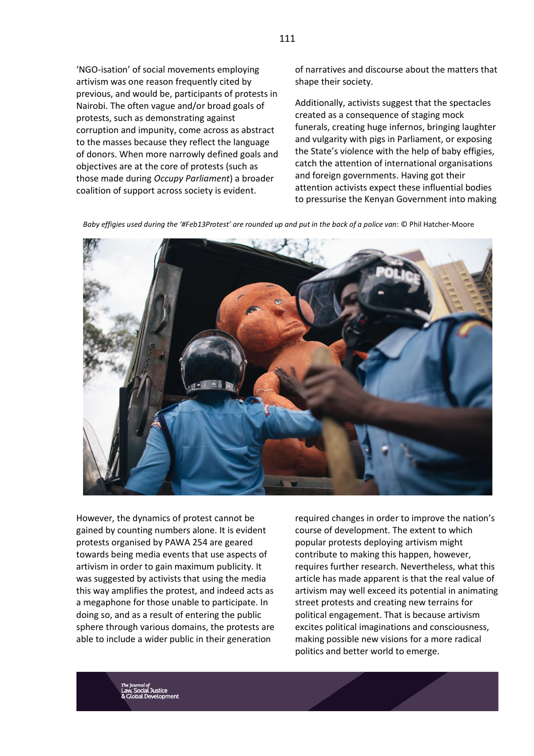'NGO-isation' of social movements employing artivism was one reason frequently cited by previous, and would be, participants of protests in Nairobi. The often vague and/or broad goals of protests, such as demonstrating against corruption and impunity, come across as abstract to the masses because they reflect the language of donors. When more narrowly defined goals and objectives are at the core of protests (such as those made during *Occupy Parliament*) a broader coalition of support across society is evident.

However, the dynamics of protest cannot be gained by counting numbers alone. It is evident protests organised by PAWA 254 are geared towards being media events that use aspects of artivism in order to gain maximum publicity. It was suggested by activists that using the media this way amplifies the protest, and indeed acts as a megaphone for those unable to participate. In doing so, and as a result of entering the public sphere through various domains, the protests are able to include a wider public in their generation of narratives and discourse about the matters that shape their society.

Additionally, activists suggest that the spectacles created as a consequence of staging mock funerals, creating huge infernos, bringing laughter and vulgarity with pigs in Parliament, or exposing the State's violence with the help of baby effigies, catch the attention of international organisations and foreign governments. Having got their attention activists expect these influential bodies to pressurise the Kenyan Government into making required changes in order to improve the nation's course of development. The extent to which popular protests deploying artivism might contribute to making this happen, however, requires further research. Nevertheless, what this article has made apparent is that the real value of artivism may well exceed its potential in animating street protests and creating new terrains for political engagement. That is because artivism excites political imaginations and consciousness, making possible new visions for a more radical politics and better world to emerge.

*Baby effigies used during the '#Feb13Protest' are rounded up and put in the back of a police van*: © Phil Hatcher-Moore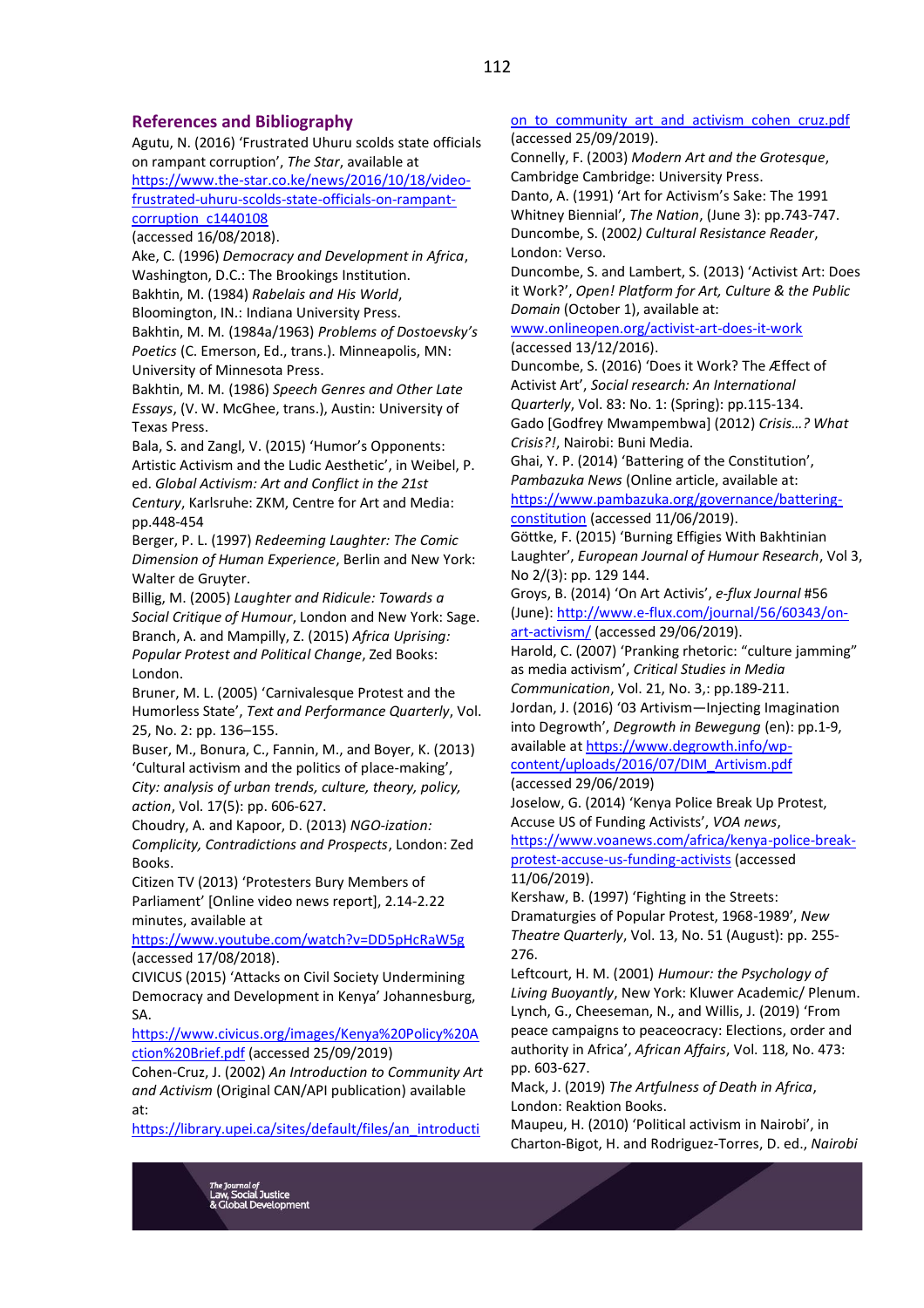## References and Bibliography

Agutu, N. (2016) 'Frustrated Uhuru scolds state officials on rampant corruption', *The Star*, available at https://www.the-star.co.ke/news/2016/10/18/video-frustrated-uhuru-scolds-state-officials-on-rampant-corruption_c1440108 (accessed 16/08/2018).

Ake, C. (1996) *Democracy and Development in Africa*, Washington, D.C.: The Brookings Institution.

Bakhtin, M. (1984) *Rabelais and His World*, Bloomington, IN.: Indiana University Press.

Bakhtin, M. M. (1984a/1963) *Problems of Dostoevsky's Poetics* (C. Emerson, Ed., trans.). Minneapolis, MN: University of Minnesota Press.

Bakhtin, M. M. (1986) *Speech Genres and Other Late Essays*, (V. W. McGhee, trans.), Austin: University of Texas Press.

Bala, S. and Zangl, V. (2015) 'Humor's Opponents: Artistic Activism and the Ludic Aesthetic', in Weibel, P. ed. *Global Activism: Art and Conflict in the 21st Century*, Karlsruhe: ZKM, Centre for Art and Media: pp.448-454

Berger, P. L. (1997) *Redeeming Laughter: The Comic Dimension of Human Experience*, Berlin and New York: Walter de Gruyter.

Billig, M. (2005) *Laughter and Ridicule: Towards a Social Critique of Humour*, London and New York: Sage.

Branch, A. and Mampilly, Z. (2015) *Africa Uprising: Popular Protest and Political Change*, Zed Books: London.

Bruner, M. L. (2005) 'Carnivalesque Protest and the Humorless State', *Text and Performance Quarterly*, Vol. 25, No. 2: pp. 136–155.

Buser, M., Bonura, C., Fannin, M., and Boyer, K. (2013) 'Cultural activism and the politics of place-making', *City: analysis of urban trends, culture, theory, policy, action*, Vol. 17(5): pp. 606-627.

Choudry, A. and Kapoor, D. (2013) *NGO-ization: Complicity, Contradictions and Prospects*, London: Zed Books.

Citizen TV (2013) 'Protesters Bury Members of Parliament' [Online video news report], 2.14-2.22 minutes, available at https://www.youtube.com/watch?v=DD5pHcRaW5g (accessed 17/08/2018).

CIVICUS (2015) 'Attacks on Civil Society Undermining Democracy and Development in Kenya' Johannesburg, SA. https://www.civicus.org/images/Kenya%20Policy%20Action%20Brief.pdf (accessed 25/09/2019)

Cohen-Cruz, J. (2002) *An Introduction to Community Art and Activism* (Original CAN/API publication) available at: https://library.upei.ca/sites/default/files/an_introduction_to_community_art_and_activism_cohen_cruz.pdf (accessed 25/09/2019).

Connelly, F. (2003) *Modern Art and the Grotesque*, Cambridge Cambridge: University Press.

Danto, A. (1991) 'Art for Activism's Sake: The 1991 Whitney Biennial', *The Nation*, (June 3): pp.743-747.

Duncombe, S. (2002*) Cultural Resistance Reader*, London: Verso.

Duncombe, S. and Lambert, S. (2013) 'Activist Art: Does it Work?', *Open! Platform for Art, Culture & the Public Domain* (October 1), available at: www.onlineopen.org/activist-art-does-it-work (accessed 13/12/2016).

Duncombe, S. (2016) 'Does it Work? The Æffect of Activist Art', *Social research: An International Quarterly*, Vol. 83: No. 1: (Spring): pp.115-134.

Gado [Godfrey Mwampembwa] (2012) *Crisis…? What Crisis?!*, Nairobi: Buni Media.

Ghai, Y. P. (2014) 'Battering of the Constitution', *Pambazuka News* (Online article, available at: https://www.pambazuka.org/governance/battering-constitution (accessed 11/06/2019).

Göttke, F. (2015) 'Burning Effigies With Bakhtinian Laughter', *European Journal of Humour Research*, Vol 3, No 2/(3): pp. 129 144.

Groys, B. (2014) 'On Art Activis', *e-flux Journal* #56 (June): http://www.e-flux.com/journal/56/60343/on-art-activism/ (accessed 29/06/2019).

Harold, C. (2007) 'Pranking rhetoric: "culture jamming" as media activism', *Critical Studies in Media Communication*, Vol. 21, No. 3,: pp.189-211.

Jordan, J. (2016) '03 Artivism—Injecting Imagination into Degrowth', *Degrowth in Bewegung* (en): pp.1-9, available at https://www.degrowth.info/wp-content/uploads/2016/07/DIM_Artivism.pdf (accessed 29/06/2019)

Joselow, G. (2014) 'Kenya Police Break Up Protest, Accuse US of Funding Activists', *VOA news*, https://www.voanews.com/africa/kenya-police-break-protest-accuse-us-funding-activists (accessed 11/06/2019).

Kershaw, B. (1997) 'Fighting in the Streets: Dramaturgies of Popular Protest, 1968-1989', *New Theatre Quarterly*, Vol. 13, No. 51 (August): pp. 255-276.

Leftcourt, H. M. (2001) *Humour: the Psychology of Living Buoyantly*, New York: Kluwer Academic/ Plenum.

Lynch, G., Cheeseman, N., and Willis, J. (2019) 'From peace campaigns to peaceocracy: Elections, order and authority in Africa', *African Affairs*, Vol. 118, No. 473: pp. 603-627.

Mack, J. (2019) *The Artfulness of Death in Africa*, London: Reaktion Books.

Maupeu, H. (2010) 'Political activism in Nairobi', in Charton-Bigot, H. and Rodriguez-Torres, D. ed., *Nairobi*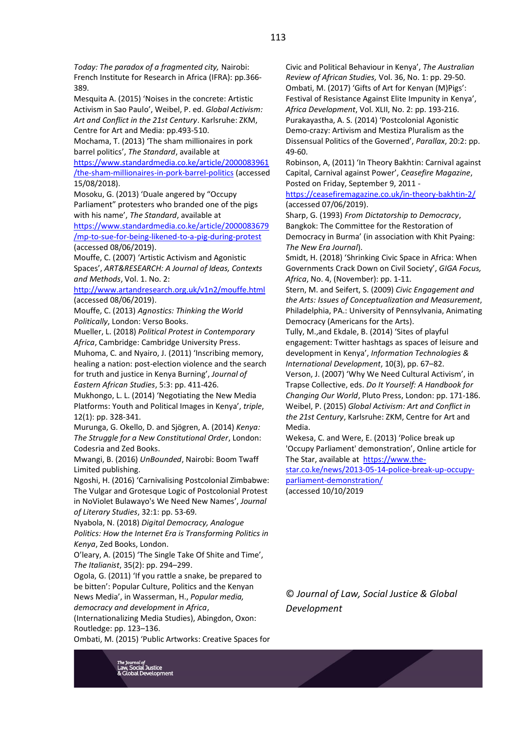*Today: The paradox of a fragmented city,* Nairobi: French Institute for Research in Africa (IFRA): pp.366-389.

Mesquita A. (2015) 'Noises in the concrete: Artistic Activism in Sao Paulo', Weibel, P. ed. *Global Activism: Art and Conflict in the 21st Century*. Karlsruhe: ZKM, Centre for Art and Media: pp.493-510.

Mochama, T. (2013) 'The sham millionaires in pork barrel politics', *The Standard*, available at https://www.standardmedia.co.ke/article/2000083961/the-sham-millionaires-in-pork-barrel-politics (accessed 15/08/2018).

Mosoku, G. (2013) 'Duale angered by "Occupy Parliament" protesters who branded one of the pigs with his name', *The Standard*, available at https://www.standardmedia.co.ke/article/2000083679/mp-to-sue-for-being-likened-to-a-pig-during-protest (accessed 08/06/2019).

Mouffe, C. (2007) 'Artistic Activism and Agonistic Spaces', *ART&RESEARCH: A Journal of Ideas, Contexts and Methods*, Vol. 1. No. 2: http://www.artandresearch.org.uk/v1n2/mouffe.html (accessed 08/06/2019).

Mouffe, C. (2013) *Agnostics: Thinking the World Politically*, London: Verso Books.

Mueller, L. (2018) *Political Protest in Contemporary Africa*, Cambridge: Cambridge University Press.

Muhoma, C. and Nyairo, J. (2011) 'Inscribing memory, healing a nation: post-election violence and the search for truth and justice in Kenya Burning', *Journal of Eastern African Studies*, 5:3: pp. 411-426.

Mukhongo, L. L. (2014) 'Negotiating the New Media Platforms: Youth and Political Images in Kenya', *triple*, 12(1): pp. 328-341.

Murunga, G. Okello, D. and Sjögren, A. (2014) *Kenya: The Struggle for a New Constitutional Order*, London: Codesria and Zed Books.

Mwangi, B. (2016) *UnBounded*, Nairobi: Boom Twaff Limited publishing.

Ngoshi, H. (2016) 'Carnivalising Postcolonial Zimbabwe: The Vulgar and Grotesque Logic of Postcolonial Protest in NoViolet Bulawayo's We Need New Names', *Journal of Literary Studies*, 32:1: pp. 53-69.

Nyabola, N. (2018) *Digital Democracy, Analogue Politics: How the Internet Era is Transforming Politics in Kenya*, Zed Books, London.

O'leary, A. (2015) 'The Single Take Of Shite and Time', *The Italianist*, 35(2): pp. 294–299.

Ogola, G. (2011) 'If you rattle a snake, be prepared to be bitten': Popular Culture, Politics and the Kenyan News Media', in Wasserman, H., *Popular media, democracy and development in Africa*, (Internationalizing Media Studies), Abingdon, Oxon: Routledge: pp. 123–136.

Ombati, M. (2015) 'Public Artworks: Creative Spaces for Civic and Political Behaviour in Kenya', *The Australian Review of African Studies,* Vol. 36, No. 1: pp. 29-50.

Ombati, M. (2017) 'Gifts of Art for Kenyan (M)Pigs': Festival of Resistance Against Elite Impunity in Kenya', *Africa Development*, Vol. XLII, No. 2: pp. 193-216.

Purakayastha, A. S. (2014) 'Postcolonial Agonistic Demo-crazy: Artivism and Mestiza Pluralism as the Dissensual Politics of the Governed', *Parallax*, 20:2: pp. 49-60.

Robinson, A, (2011) 'In Theory Bakhtin: Carnival against Capital, Carnival against Power', *Ceasefire Magazine*, Posted on Friday, September 9, 2011 - https://ceasefiremagazine.co.uk/in-theory-bakhtin-2/ (accessed 07/06/2019).

Sharp, G. (1993) *From Dictatorship to Democracy*, Bangkok: The Committee for the Restoration of Democracy in Burma' (in association with Khit Pyaing: *The New Era Journal*).

Smidt, H. (2018) 'Shrinking Civic Space in Africa: When Governments Crack Down on Civil Society', *GIGA Focus, Africa*, No. 4, (November): pp. 1-11.

Stern, M. and Seifert, S. (2009) *Civic Engagement and the Arts: Issues of Conceptualization and Measurement*, Philadelphia, PA.: University of Pennsylvania, Animating Democracy (Americans for the Arts).

Tully, M.,and Ekdale, B. (2014) 'Sites of playful engagement: Twitter hashtags as spaces of leisure and development in Kenya', *Information Technologies & International Development*, 10(3), pp. 67–82.

Verson, J. (2007) 'Why We Need Cultural Activism', in Trapse Collective, eds. *Do It Yourself: A Handbook for Changing Our World*, Pluto Press, London: pp. 171-186.

Weibel, P. (2015) *Global Activism: Art and Conflict in the 21st Century*, Karlsruhe: ZKM, Centre for Art and Media.

Wekesa, C. and Were, E. (2013) 'Police break up 'Occupy Parliament' demonstration', Online article for The Star, available at https://www.the-star.co.ke/news/2013-05-14-police-break-up-occupy-parliament-demonstration/ (accessed 10/10/2019

*© Journal of Law, Social Justice & Global Development*